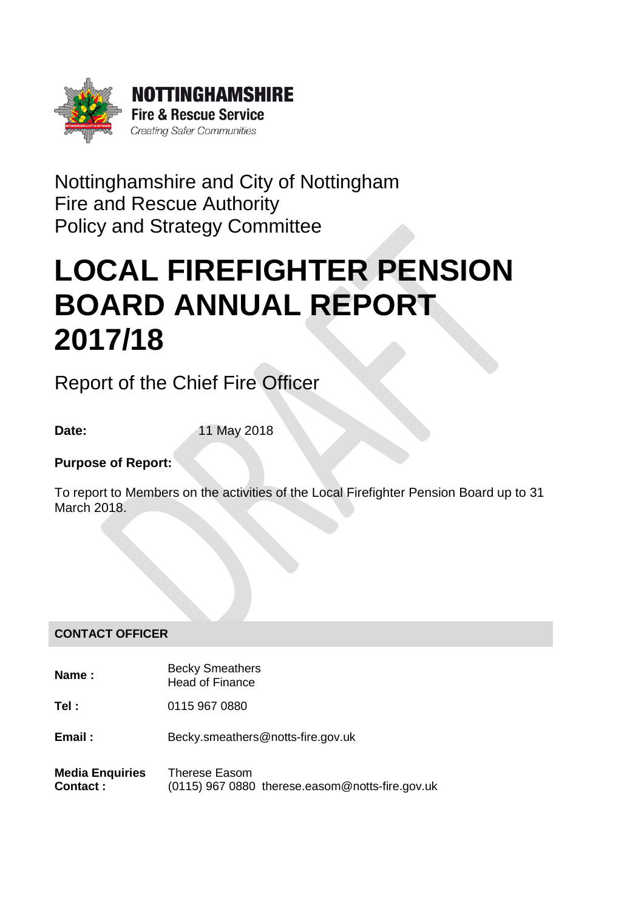**NOTTINGHAMSHIRE**
**Fire & Rescue Service**
*Creating Safer Communities*

Nottinghamshire and City of Nottingham
Fire and Rescue Authority
Policy and Strategy Committee

# LOCAL FIREFIGHTER PENSION BOARD ANNUAL REPORT 2017/18

## Report of the Chief Fire Officer

**Date:** 11 May 2018

**Purpose of Report:**

To report to Members on the activities of the Local Firefighter Pension Board up to 31 March 2018.

**CONTACT OFFICER**

| | |
|---|---|
| **Name :** | Becky Smeathers<br>Head of Finance |
| **Tel :** | 0115 967 0880 |
| **Email :** | Becky.smeathers@notts-fire.gov.uk |
| **Media Enquiries Contact :** | Therese Easom<br>(0115) 967 0880 therese.easom@notts-fire.gov.uk |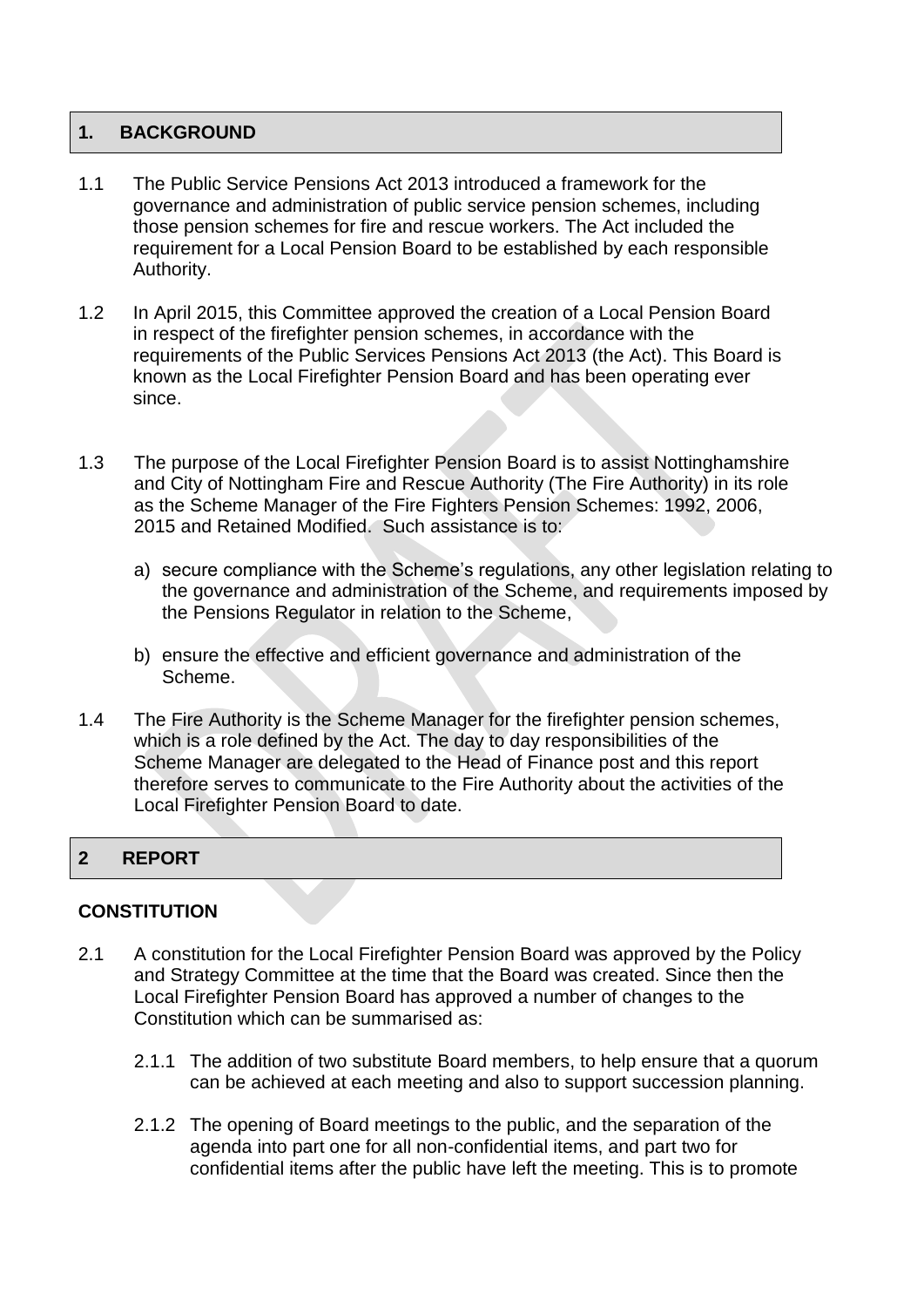## 1. BACKGROUND

1.1 The Public Service Pensions Act 2013 introduced a framework for the governance and administration of public service pension schemes, including those pension schemes for fire and rescue workers. The Act included the requirement for a Local Pension Board to be established by each responsible Authority.

1.2 In April 2015, this Committee approved the creation of a Local Pension Board in respect of the firefighter pension schemes, in accordance with the requirements of the Public Services Pensions Act 2013 (the Act). This Board is known as the Local Firefighter Pension Board and has been operating ever since.

1.3 The purpose of the Local Firefighter Pension Board is to assist Nottinghamshire and City of Nottingham Fire and Rescue Authority (The Fire Authority) in its role as the Scheme Manager of the Fire Fighters Pension Schemes: 1992, 2006, 2015 and Retained Modified. Such assistance is to:

a) secure compliance with the Scheme's regulations, any other legislation relating to the governance and administration of the Scheme, and requirements imposed by the Pensions Regulator in relation to the Scheme,

b) ensure the effective and efficient governance and administration of the Scheme.

1.4 The Fire Authority is the Scheme Manager for the firefighter pension schemes, which is a role defined by the Act. The day to day responsibilities of the Scheme Manager are delegated to the Head of Finance post and this report therefore serves to communicate to the Fire Authority about the activities of the Local Firefighter Pension Board to date.

## 2 REPORT

**CONSTITUTION**

2.1 A constitution for the Local Firefighter Pension Board was approved by the Policy and Strategy Committee at the time that the Board was created. Since then the Local Firefighter Pension Board has approved a number of changes to the Constitution which can be summarised as:

2.1.1 The addition of two substitute Board members, to help ensure that a quorum can be achieved at each meeting and also to support succession planning.

2.1.2 The opening of Board meetings to the public, and the separation of the agenda into part one for all non-confidential items, and part two for confidential items after the public have left the meeting. This is to promote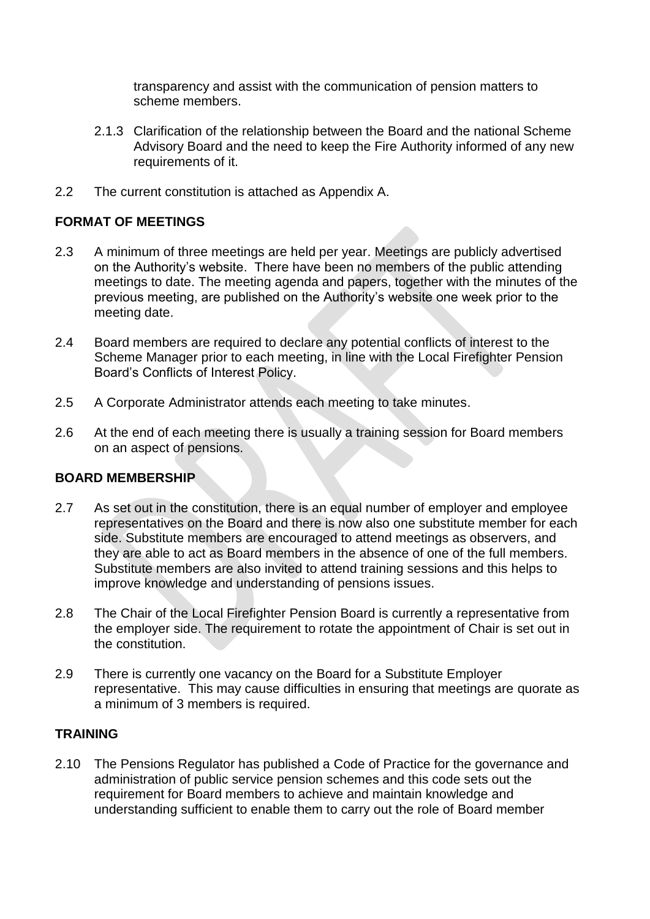transparency and assist with the communication of pension matters to scheme members.

2.1.3 Clarification of the relationship between the Board and the national Scheme Advisory Board and the need to keep the Fire Authority informed of any new requirements of it.

2.2 The current constitution is attached as Appendix A.

**FORMAT OF MEETINGS**

2.3 A minimum of three meetings are held per year. Meetings are publicly advertised on the Authority's website. There have been no members of the public attending meetings to date. The meeting agenda and papers, together with the minutes of the previous meeting, are published on the Authority's website one week prior to the meeting date.

2.4 Board members are required to declare any potential conflicts of interest to the Scheme Manager prior to each meeting, in line with the Local Firefighter Pension Board's Conflicts of Interest Policy.

2.5 A Corporate Administrator attends each meeting to take minutes.

2.6 At the end of each meeting there is usually a training session for Board members on an aspect of pensions.

**BOARD MEMBERSHIP**

2.7 As set out in the constitution, there is an equal number of employer and employee representatives on the Board and there is now also one substitute member for each side. Substitute members are encouraged to attend meetings as observers, and they are able to act as Board members in the absence of one of the full members. Substitute members are also invited to attend training sessions and this helps to improve knowledge and understanding of pensions issues.

2.8 The Chair of the Local Firefighter Pension Board is currently a representative from the employer side. The requirement to rotate the appointment of Chair is set out in the constitution.

2.9 There is currently one vacancy on the Board for a Substitute Employer representative. This may cause difficulties in ensuring that meetings are quorate as a minimum of 3 members is required.

**TRAINING**

2.10 The Pensions Regulator has published a Code of Practice for the governance and administration of public service pension schemes and this code sets out the requirement for Board members to achieve and maintain knowledge and understanding sufficient to enable them to carry out the role of Board member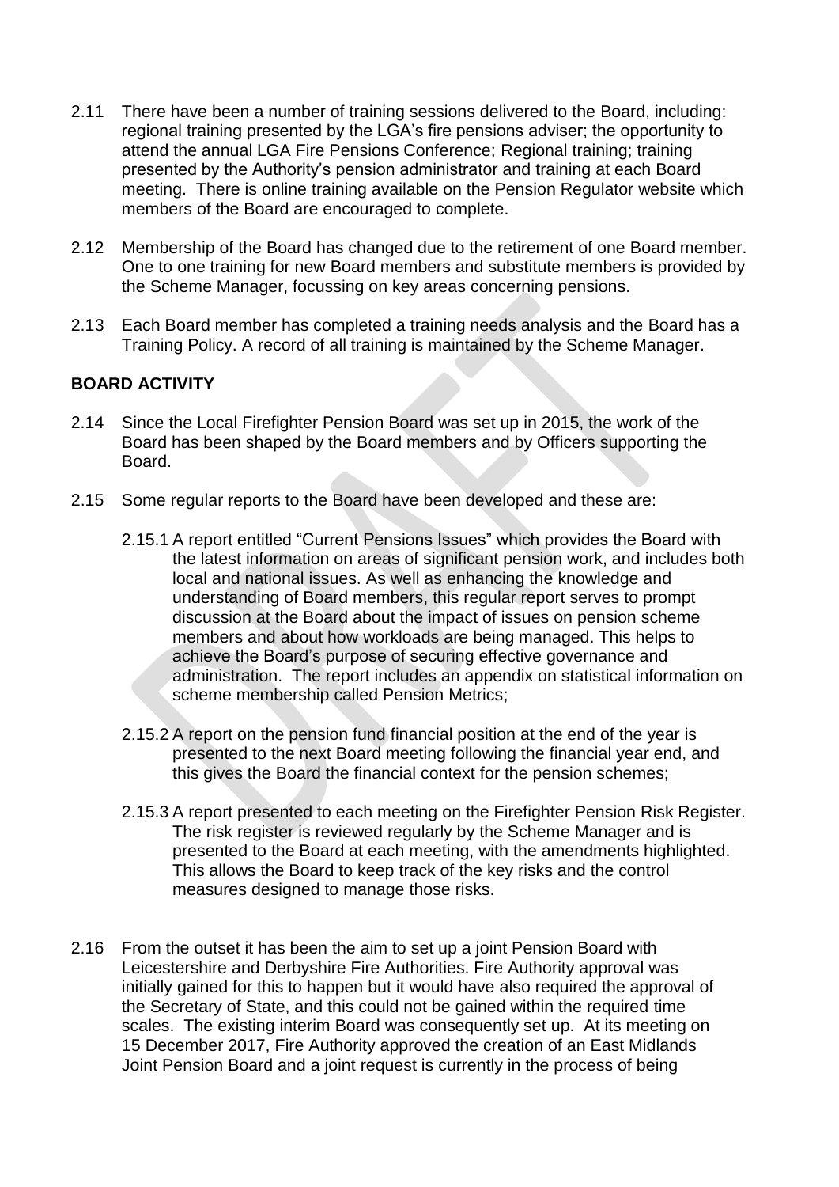2.11 There have been a number of training sessions delivered to the Board, including: regional training presented by the LGA's fire pensions adviser; the opportunity to attend the annual LGA Fire Pensions Conference; Regional training; training presented by the Authority's pension administrator and training at each Board meeting. There is online training available on the Pension Regulator website which members of the Board are encouraged to complete.

2.12 Membership of the Board has changed due to the retirement of one Board member. One to one training for new Board members and substitute members is provided by the Scheme Manager, focussing on key areas concerning pensions.

2.13 Each Board member has completed a training needs analysis and the Board has a Training Policy. A record of all training is maintained by the Scheme Manager.

**BOARD ACTIVITY**

2.14 Since the Local Firefighter Pension Board was set up in 2015, the work of the Board has been shaped by the Board members and by Officers supporting the Board.

2.15 Some regular reports to the Board have been developed and these are:

2.15.1 A report entitled "Current Pensions Issues" which provides the Board with the latest information on areas of significant pension work, and includes both local and national issues. As well as enhancing the knowledge and understanding of Board members, this regular report serves to prompt discussion at the Board about the impact of issues on pension scheme members and about how workloads are being managed. This helps to achieve the Board's purpose of securing effective governance and administration. The report includes an appendix on statistical information on scheme membership called Pension Metrics;

2.15.2 A report on the pension fund financial position at the end of the year is presented to the next Board meeting following the financial year end, and this gives the Board the financial context for the pension schemes;

2.15.3 A report presented to each meeting on the Firefighter Pension Risk Register. The risk register is reviewed regularly by the Scheme Manager and is presented to the Board at each meeting, with the amendments highlighted. This allows the Board to keep track of the key risks and the control measures designed to manage those risks.

2.16 From the outset it has been the aim to set up a joint Pension Board with Leicestershire and Derbyshire Fire Authorities. Fire Authority approval was initially gained for this to happen but it would have also required the approval of the Secretary of State, and this could not be gained within the required time scales. The existing interim Board was consequently set up. At its meeting on 15 December 2017, Fire Authority approved the creation of an East Midlands Joint Pension Board and a joint request is currently in the process of being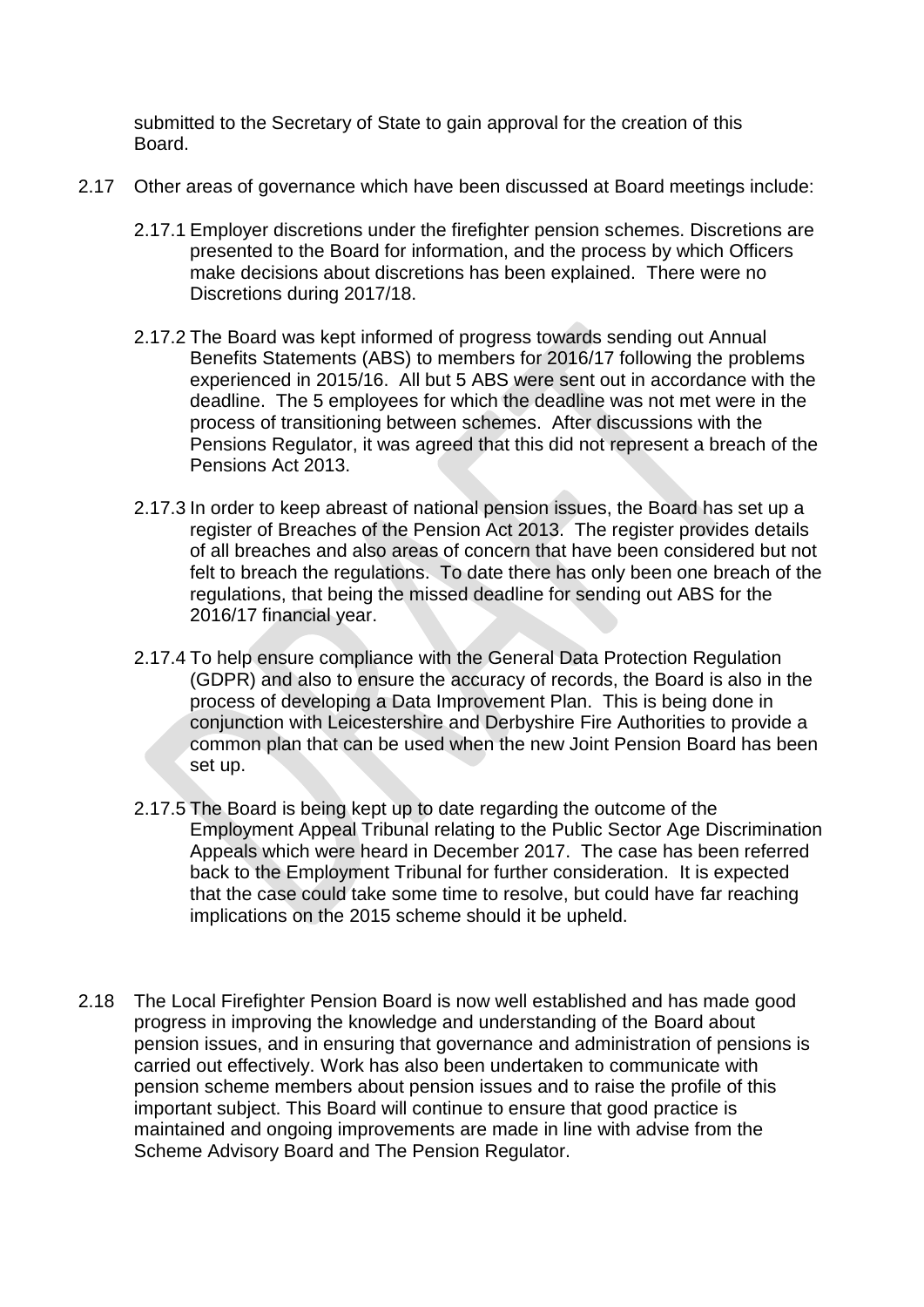submitted to the Secretary of State to gain approval for the creation of this Board.

2.17 Other areas of governance which have been discussed at Board meetings include:

2.17.1 Employer discretions under the firefighter pension schemes. Discretions are presented to the Board for information, and the process by which Officers make decisions about discretions has been explained. There were no Discretions during 2017/18.

2.17.2 The Board was kept informed of progress towards sending out Annual Benefits Statements (ABS) to members for 2016/17 following the problems experienced in 2015/16. All but 5 ABS were sent out in accordance with the deadline. The 5 employees for which the deadline was not met were in the process of transitioning between schemes. After discussions with the Pensions Regulator, it was agreed that this did not represent a breach of the Pensions Act 2013.

2.17.3 In order to keep abreast of national pension issues, the Board has set up a register of Breaches of the Pension Act 2013. The register provides details of all breaches and also areas of concern that have been considered but not felt to breach the regulations. To date there has only been one breach of the regulations, that being the missed deadline for sending out ABS for the 2016/17 financial year.

2.17.4 To help ensure compliance with the General Data Protection Regulation (GDPR) and also to ensure the accuracy of records, the Board is also in the process of developing a Data Improvement Plan. This is being done in conjunction with Leicestershire and Derbyshire Fire Authorities to provide a common plan that can be used when the new Joint Pension Board has been set up.

2.17.5 The Board is being kept up to date regarding the outcome of the Employment Appeal Tribunal relating to the Public Sector Age Discrimination Appeals which were heard in December 2017. The case has been referred back to the Employment Tribunal for further consideration. It is expected that the case could take some time to resolve, but could have far reaching implications on the 2015 scheme should it be upheld.

2.18 The Local Firefighter Pension Board is now well established and has made good progress in improving the knowledge and understanding of the Board about pension issues, and in ensuring that governance and administration of pensions is carried out effectively. Work has also been undertaken to communicate with pension scheme members about pension issues and to raise the profile of this important subject. This Board will continue to ensure that good practice is maintained and ongoing improvements are made in line with advise from the Scheme Advisory Board and The Pension Regulator.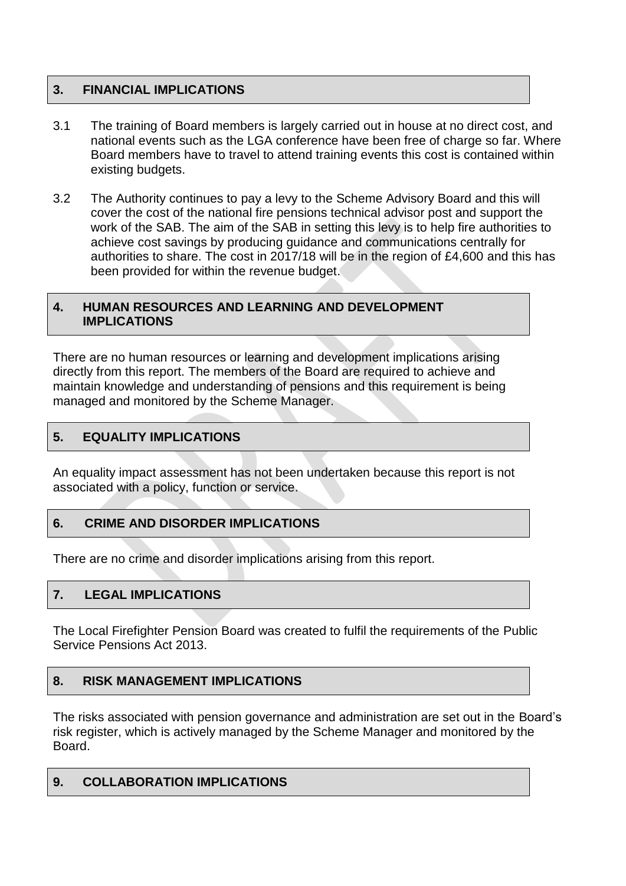## 3. FINANCIAL IMPLICATIONS

3.1 The training of Board members is largely carried out in house at no direct cost, and national events such as the LGA conference have been free of charge so far. Where Board members have to travel to attend training events this cost is contained within existing budgets.

3.2 The Authority continues to pay a levy to the Scheme Advisory Board and this will cover the cost of the national fire pensions technical advisor post and support the work of the SAB. The aim of the SAB in setting this levy is to help fire authorities to achieve cost savings by producing guidance and communications centrally for authorities to share. The cost in 2017/18 will be in the region of £4,600 and this has been provided for within the revenue budget.

## 4. HUMAN RESOURCES AND LEARNING AND DEVELOPMENT IMPLICATIONS

There are no human resources or learning and development implications arising directly from this report. The members of the Board are required to achieve and maintain knowledge and understanding of pensions and this requirement is being managed and monitored by the Scheme Manager.

## 5. EQUALITY IMPLICATIONS

An equality impact assessment has not been undertaken because this report is not associated with a policy, function or service.

## 6. CRIME AND DISORDER IMPLICATIONS

There are no crime and disorder implications arising from this report.

## 7. LEGAL IMPLICATIONS

The Local Firefighter Pension Board was created to fulfil the requirements of the Public Service Pensions Act 2013.

## 8. RISK MANAGEMENT IMPLICATIONS

The risks associated with pension governance and administration are set out in the Board's risk register, which is actively managed by the Scheme Manager and monitored by the Board.

## 9. COLLABORATION IMPLICATIONS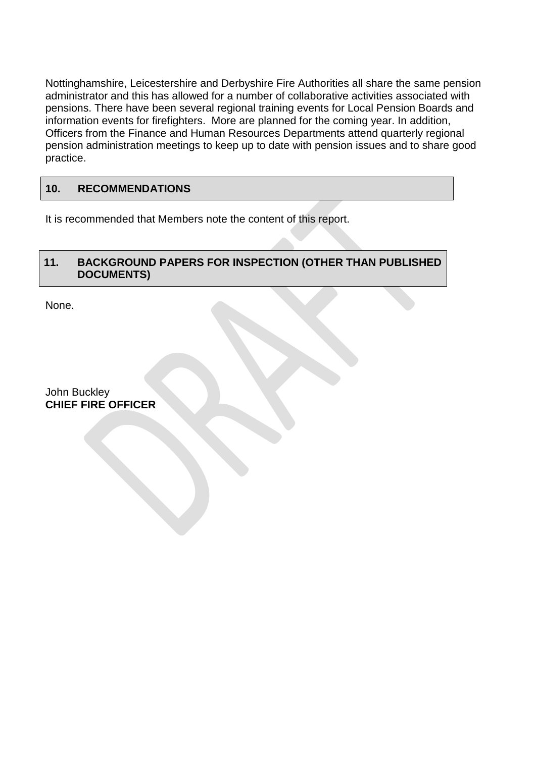Nottinghamshire, Leicestershire and Derbyshire Fire Authorities all share the same pension administrator and this has allowed for a number of collaborative activities associated with pensions. There have been several regional training events for Local Pension Boards and information events for firefighters. More are planned for the coming year. In addition, Officers from the Finance and Human Resources Departments attend quarterly regional pension administration meetings to keep up to date with pension issues and to share good practice.

## 10. RECOMMENDATIONS

It is recommended that Members note the content of this report.

## 11. BACKGROUND PAPERS FOR INSPECTION (OTHER THAN PUBLISHED DOCUMENTS)

None.

John Buckley
**CHIEF FIRE OFFICER**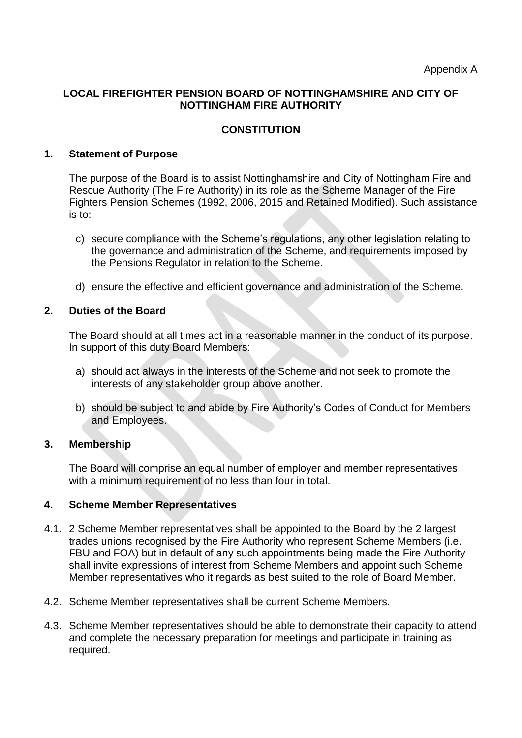Appendix A

**LOCAL FIREFIGHTER PENSION BOARD OF NOTTINGHAMSHIRE AND CITY OF NOTTINGHAM FIRE AUTHORITY**

**CONSTITUTION**

## 1. Statement of Purpose

The purpose of the Board is to assist Nottinghamshire and City of Nottingham Fire and Rescue Authority (The Fire Authority) in its role as the Scheme Manager of the Fire Fighters Pension Schemes (1992, 2006, 2015 and Retained Modified). Such assistance is to:

c) secure compliance with the Scheme's regulations, any other legislation relating to the governance and administration of the Scheme, and requirements imposed by the Pensions Regulator in relation to the Scheme.

d) ensure the effective and efficient governance and administration of the Scheme.

## 2. Duties of the Board

The Board should at all times act in a reasonable manner in the conduct of its purpose. In support of this duty Board Members:

a) should act always in the interests of the Scheme and not seek to promote the interests of any stakeholder group above another.

b) should be subject to and abide by Fire Authority's Codes of Conduct for Members and Employees.

## 3. Membership

The Board will comprise an equal number of employer and member representatives with a minimum requirement of no less than four in total.

## 4. Scheme Member Representatives

4.1. 2 Scheme Member representatives shall be appointed to the Board by the 2 largest trades unions recognised by the Fire Authority who represent Scheme Members (i.e. FBU and FOA) but in default of any such appointments being made the Fire Authority shall invite expressions of interest from Scheme Members and appoint such Scheme Member representatives who it regards as best suited to the role of Board Member.

4.2. Scheme Member representatives shall be current Scheme Members.

4.3. Scheme Member representatives should be able to demonstrate their capacity to attend and complete the necessary preparation for meetings and participate in training as required.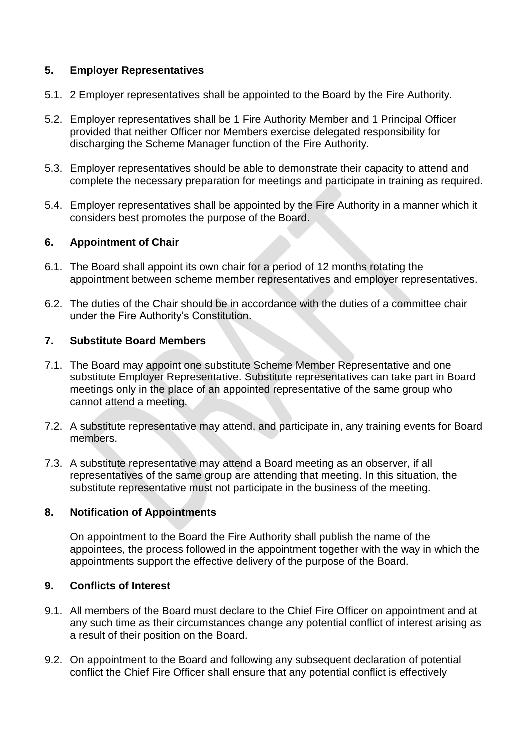## 5. Employer Representatives

5.1. 2 Employer representatives shall be appointed to the Board by the Fire Authority.

5.2. Employer representatives shall be 1 Fire Authority Member and 1 Principal Officer provided that neither Officer nor Members exercise delegated responsibility for discharging the Scheme Manager function of the Fire Authority.

5.3. Employer representatives should be able to demonstrate their capacity to attend and complete the necessary preparation for meetings and participate in training as required.

5.4. Employer representatives shall be appointed by the Fire Authority in a manner which it considers best promotes the purpose of the Board.

## 6. Appointment of Chair

6.1. The Board shall appoint its own chair for a period of 12 months rotating the appointment between scheme member representatives and employer representatives.

6.2. The duties of the Chair should be in accordance with the duties of a committee chair under the Fire Authority's Constitution.

## 7. Substitute Board Members

7.1. The Board may appoint one substitute Scheme Member Representative and one substitute Employer Representative. Substitute representatives can take part in Board meetings only in the place of an appointed representative of the same group who cannot attend a meeting.

7.2. A substitute representative may attend, and participate in, any training events for Board members.

7.3. A substitute representative may attend a Board meeting as an observer, if all representatives of the same group are attending that meeting. In this situation, the substitute representative must not participate in the business of the meeting.

## 8. Notification of Appointments

On appointment to the Board the Fire Authority shall publish the name of the appointees, the process followed in the appointment together with the way in which the appointments support the effective delivery of the purpose of the Board.

## 9. Conflicts of Interest

9.1. All members of the Board must declare to the Chief Fire Officer on appointment and at any such time as their circumstances change any potential conflict of interest arising as a result of their position on the Board.

9.2. On appointment to the Board and following any subsequent declaration of potential conflict the Chief Fire Officer shall ensure that any potential conflict is effectively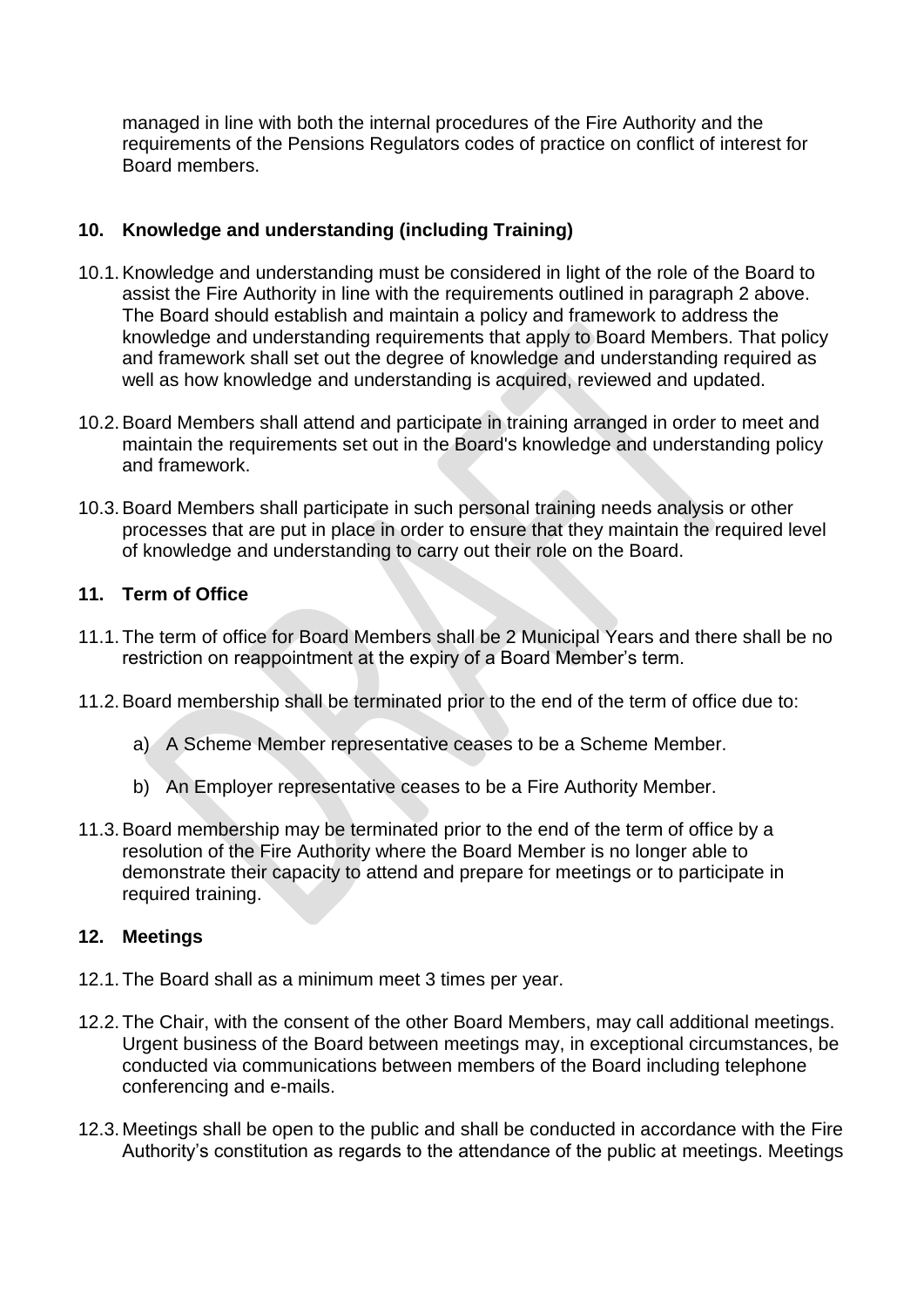managed in line with both the internal procedures of the Fire Authority and the requirements of the Pensions Regulators codes of practice on conflict of interest for Board members.

## 10. Knowledge and understanding (including Training)

10.1. Knowledge and understanding must be considered in light of the role of the Board to assist the Fire Authority in line with the requirements outlined in paragraph 2 above. The Board should establish and maintain a policy and framework to address the knowledge and understanding requirements that apply to Board Members. That policy and framework shall set out the degree of knowledge and understanding required as well as how knowledge and understanding is acquired, reviewed and updated.

10.2. Board Members shall attend and participate in training arranged in order to meet and maintain the requirements set out in the Board's knowledge and understanding policy and framework.

10.3. Board Members shall participate in such personal training needs analysis or other processes that are put in place in order to ensure that they maintain the required level of knowledge and understanding to carry out their role on the Board.

## 11. Term of Office

11.1. The term of office for Board Members shall be 2 Municipal Years and there shall be no restriction on reappointment at the expiry of a Board Member's term.

11.2. Board membership shall be terminated prior to the end of the term of office due to:

a) A Scheme Member representative ceases to be a Scheme Member.

b) An Employer representative ceases to be a Fire Authority Member.

11.3. Board membership may be terminated prior to the end of the term of office by a resolution of the Fire Authority where the Board Member is no longer able to demonstrate their capacity to attend and prepare for meetings or to participate in required training.

## 12. Meetings

12.1. The Board shall as a minimum meet 3 times per year.

12.2. The Chair, with the consent of the other Board Members, may call additional meetings. Urgent business of the Board between meetings may, in exceptional circumstances, be conducted via communications between members of the Board including telephone conferencing and e-mails.

12.3. Meetings shall be open to the public and shall be conducted in accordance with the Fire Authority's constitution as regards to the attendance of the public at meetings. Meetings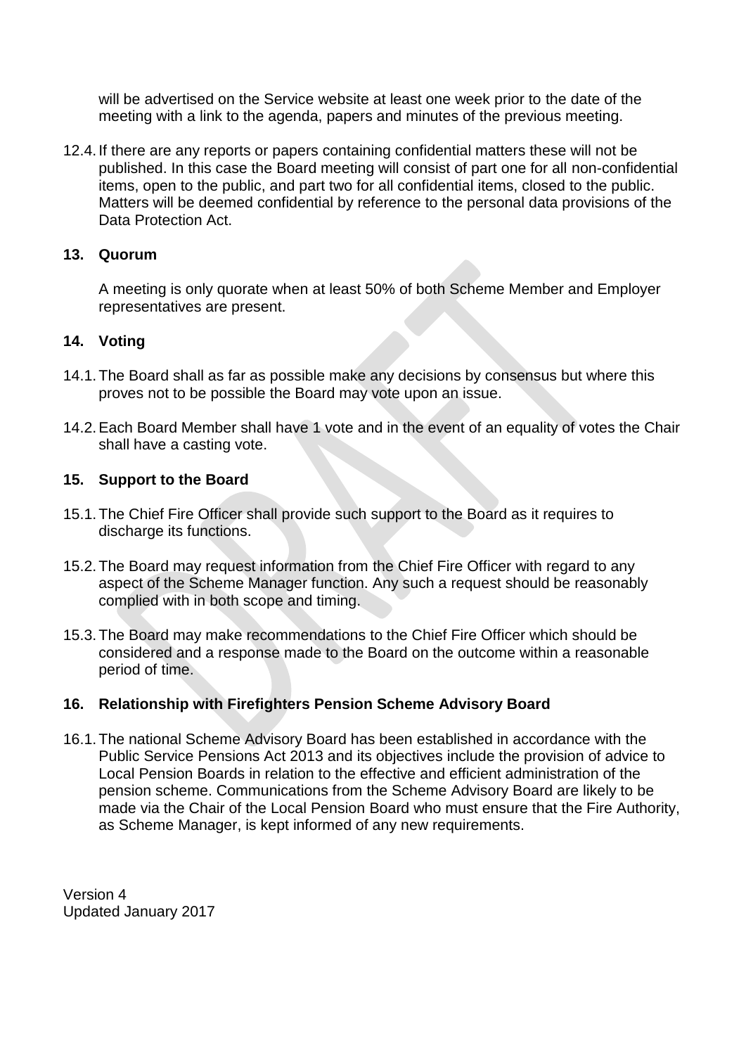will be advertised on the Service website at least one week prior to the date of the meeting with a link to the agenda, papers and minutes of the previous meeting.

12.4. If there are any reports or papers containing confidential matters these will not be published. In this case the Board meeting will consist of part one for all non-confidential items, open to the public, and part two for all confidential items, closed to the public. Matters will be deemed confidential by reference to the personal data provisions of the Data Protection Act.

## 13. Quorum

A meeting is only quorate when at least 50% of both Scheme Member and Employer representatives are present.

## 14. Voting

14.1. The Board shall as far as possible make any decisions by consensus but where this proves not to be possible the Board may vote upon an issue.

14.2. Each Board Member shall have 1 vote and in the event of an equality of votes the Chair shall have a casting vote.

## 15. Support to the Board

15.1. The Chief Fire Officer shall provide such support to the Board as it requires to discharge its functions.

15.2. The Board may request information from the Chief Fire Officer with regard to any aspect of the Scheme Manager function. Any such a request should be reasonably complied with in both scope and timing.

15.3. The Board may make recommendations to the Chief Fire Officer which should be considered and a response made to the Board on the outcome within a reasonable period of time.

## 16. Relationship with Firefighters Pension Scheme Advisory Board

16.1. The national Scheme Advisory Board has been established in accordance with the Public Service Pensions Act 2013 and its objectives include the provision of advice to Local Pension Boards in relation to the effective and efficient administration of the pension scheme. Communications from the Scheme Advisory Board are likely to be made via the Chair of the Local Pension Board who must ensure that the Fire Authority, as Scheme Manager, is kept informed of any new requirements.

Version 4
Updated January 2017